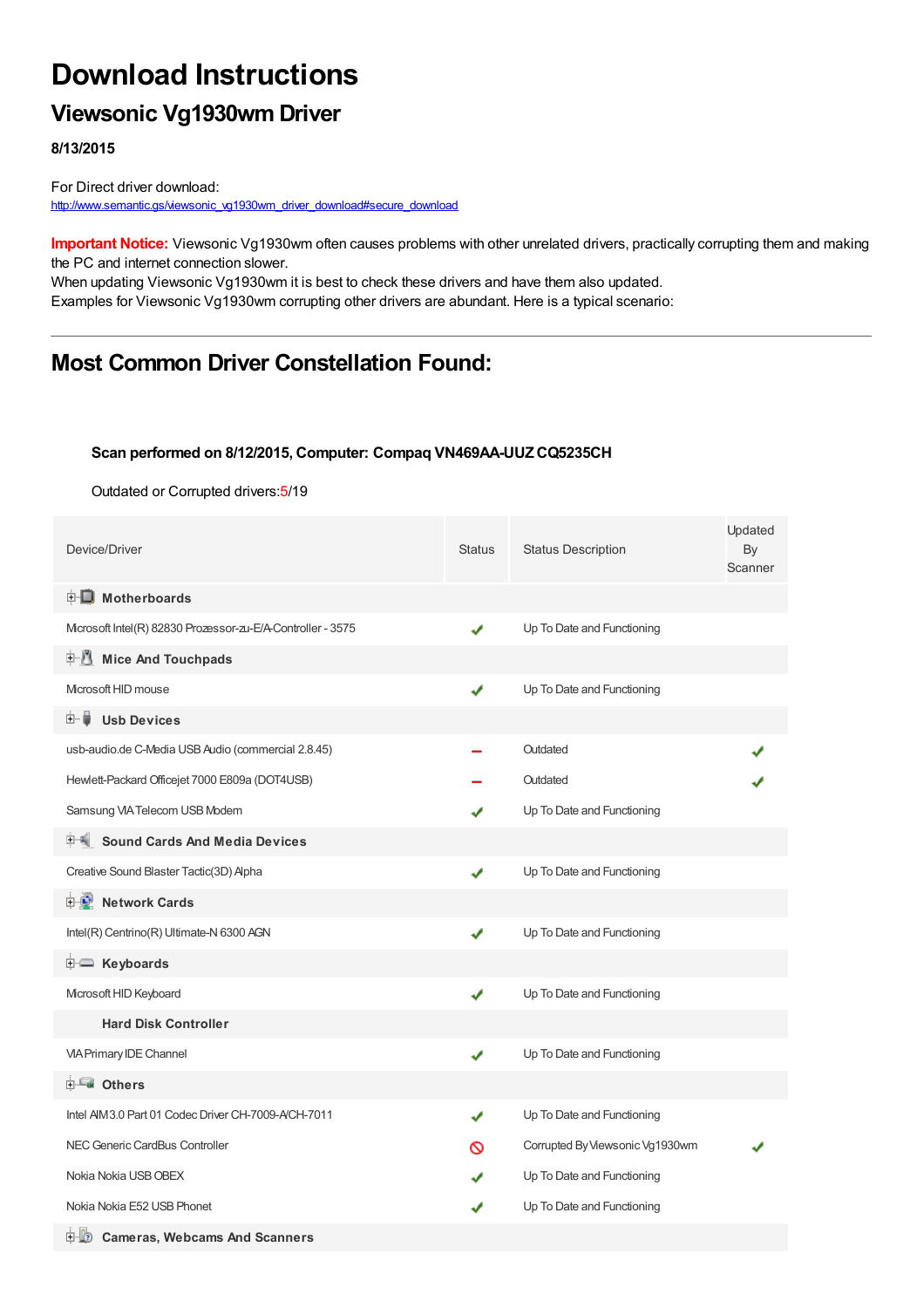# Download Instructions

## Viewsonic Vg1930wm Driver

**8/13/2015**

For Direct driver download:
http://www.semantic.gs/viewsonic_vg1930wm_driver_download#secure_download

**Important Notice:** Viewsonic Vg1930wm often causes problems with other unrelated drivers, practically corrupting them and making the PC and internet connection slower.
When updating Viewsonic Vg1930wm it is best to check these drivers and have them also updated.
Examples for Viewsonic Vg1930wm corrupting other drivers are abundant. Here is a typical scenario:

---

## Most Common Driver Constellation Found:

**Scan performed on 8/12/2015, Computer: Compaq VN469AA-UUZ CQ5235CH**

Outdated or Corrupted drivers:5/19

| Device/Driver | Status | Status Description | Updated By Scanner |
|---|---|---|---|
| **Motherboards** | | | |
| Microsoft Intel(R) 82830 Prozessor-zu-E/A-Controller - 3575 | ✔ | Up To Date and Functioning | |
| **Mice And Touchpads** | | | |
| Microsoft HID mouse | ✔ | Up To Date and Functioning | |
| **Usb Devices** | | | |
| usb-audio.de C-Media USB Audio (commercial 2.8.45) | – | Outdated | ✔ |
| Hewlett-Packard Officejet 7000 E809a (DOT4USB) | – | Outdated | ✔ |
| Samsung VIA Telecom USB Modem | ✔ | Up To Date and Functioning | |
| **Sound Cards And Media Devices** | | | |
| Creative Sound Blaster Tactic(3D) Alpha | ✔ | Up To Date and Functioning | |
| **Network Cards** | | | |
| Intel(R) Centrino(R) Ultimate-N 6300 AGN | ✔ | Up To Date and Functioning | |
| **Keyboards** | | | |
| Microsoft HID Keyboard | ✔ | Up To Date and Functioning | |
| **Hard Disk Controller** | | | |
| VIA Primary IDE Channel | ✔ | Up To Date and Functioning | |
| **Others** | | | |
| Intel AIM 3.0 Part 01 Codec Driver CH-7009-A/CH-7011 | ✔ | Up To Date and Functioning | |
| NEC Generic CardBus Controller | ⊘ | Corrupted By Viewsonic Vg1930wm | ✔ |
| Nokia Nokia USB OBEX | ✔ | Up To Date and Functioning | |
| Nokia Nokia E52 USB Phonet | ✔ | Up To Date and Functioning | |
| **Cameras, Webcams And Scanners** | | | |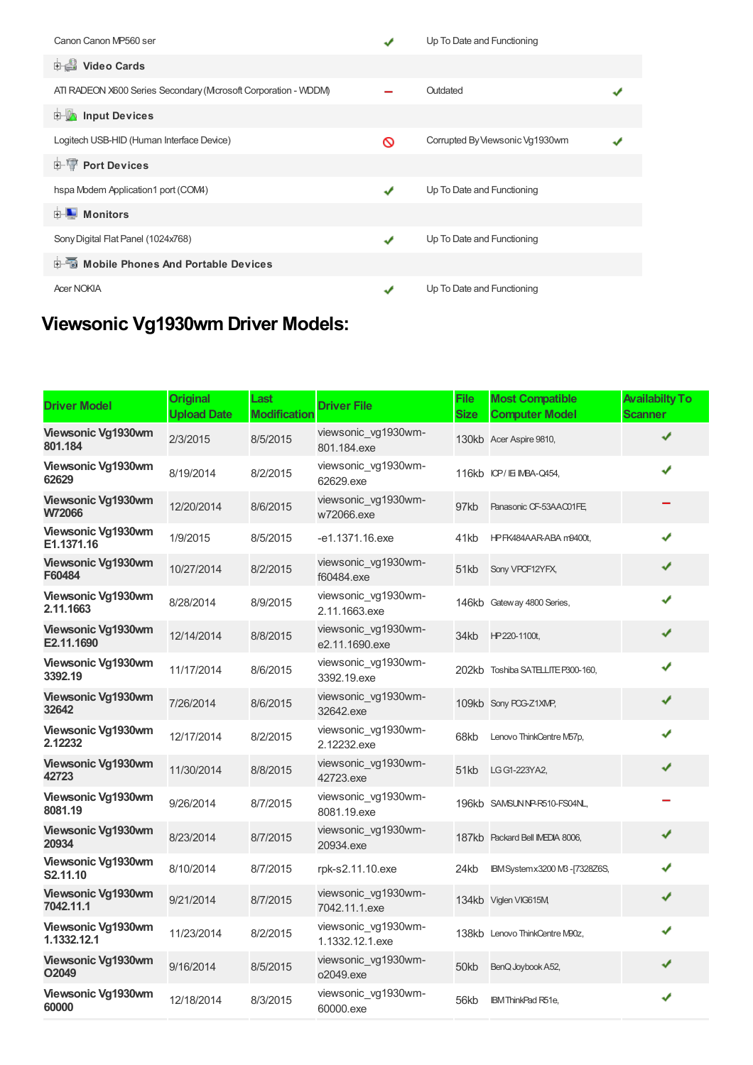| | | | |
|---|---|---|---|
| Canon Canon MP560 ser | ✔ | Up To Date and Functioning | |
| **Video Cards** | | | |
| ATI RADEON X600 Series Secondary (Microsoft Corporation - WDDM) | – | Outdated | ✔ |
| **Input Devices** | | | |
| Logitech USB-HID (Human Interface Device) | 🚫 | Corrupted By Viewsonic Vg1930wm | ✔ |
| **Port Devices** | | | |
| hspa Modem Application1 port (COM4) | ✔ | Up To Date and Functioning | |
| **Monitors** | | | |
| Sony Digital Flat Panel (1024x768) | ✔ | Up To Date and Functioning | |
| **Mobile Phones And Portable Devices** | | | |
| Acer NOKIA | ✔ | Up To Date and Functioning | |

## Viewsonic Vg1930wm Driver Models:

| Driver Model | Original Upload Date | Last Modification | Driver File | File Size | Most Compatible Computer Model | Availabilty To Scanner |
|---|---|---|---|---|---|---|
| **Viewsonic Vg1930wm 801.184** | 2/3/2015 | 8/5/2015 | viewsonic_vg1930wm-801.184.exe | 130kb | Acer Aspire 9810, | ✔ |
| **Viewsonic Vg1930wm 62629** | 8/19/2014 | 8/2/2015 | viewsonic_vg1930wm-62629.exe | 116kb | ICP / IEi IMBA-Q454, | ✔ |
| **Viewsonic Vg1930wm W72066** | 12/20/2014 | 8/6/2015 | viewsonic_vg1930wm-w72066.exe | 97kb | Panasonic CF-53AAC01FE, | – |
| **Viewsonic Vg1930wm E1.1371.16** | 1/9/2015 | 8/5/2015 | -e1.1371.16.exe | 41kb | HP FK484AAR-ABA m9400t, | ✔ |
| **Viewsonic Vg1930wm F60484** | 10/27/2014 | 8/2/2015 | viewsonic_vg1930wm-f60484.exe | 51kb | Sony VPCF12YFX, | ✔ |
| **Viewsonic Vg1930wm 2.11.1663** | 8/28/2014 | 8/9/2015 | viewsonic_vg1930wm-2.11.1663.exe | 146kb | Gateway 4800 Series, | ✔ |
| **Viewsonic Vg1930wm E2.11.1690** | 12/14/2014 | 8/8/2015 | viewsonic_vg1930wm-e2.11.1690.exe | 34kb | HP 220-1100t, | ✔ |
| **Viewsonic Vg1930wm 3392.19** | 11/17/2014 | 8/6/2015 | viewsonic_vg1930wm-3392.19.exe | 202kb | Toshiba SATELLITE P300-160, | ✔ |
| **Viewsonic Vg1930wm 32642** | 7/26/2014 | 8/6/2015 | viewsonic_vg1930wm-32642.exe | 109kb | Sony PCG-Z1XMP, | ✔ |
| **Viewsonic Vg1930wm 2.12232** | 12/17/2014 | 8/2/2015 | viewsonic_vg1930wm-2.12232.exe | 68kb | Lenovo ThinkCentre M57p, | ✔ |
| **Viewsonic Vg1930wm 42723** | 11/30/2014 | 8/8/2015 | viewsonic_vg1930wm-42723.exe | 51kb | LG G1-223YA2, | ✔ |
| **Viewsonic Vg1930wm 8081.19** | 9/26/2014 | 8/7/2015 | viewsonic_vg1930wm-8081.19.exe | 196kb | SAMSUN NP-R510-FS04NL, | – |
| **Viewsonic Vg1930wm 20934** | 8/23/2014 | 8/7/2015 | viewsonic_vg1930wm-20934.exe | 187kb | Packard Bell IMEDIA 8006, | ✔ |
| **Viewsonic Vg1930wm S2.11.10** | 8/10/2014 | 8/7/2015 | rpk-s2.11.10.exe | 24kb | IBM System x3200 M3 -[7328Z6S, | ✔ |
| **Viewsonic Vg1930wm 7042.11.1** | 9/21/2014 | 8/7/2015 | viewsonic_vg1930wm-7042.11.1.exe | 134kb | Viglen VIG615M, | ✔ |
| **Viewsonic Vg1930wm 1.1332.12.1** | 11/23/2014 | 8/2/2015 | viewsonic_vg1930wm-1.1332.12.1.exe | 138kb | Lenovo ThinkCentre M90z, | ✔ |
| **Viewsonic Vg1930wm O2049** | 9/16/2014 | 8/5/2015 | viewsonic_vg1930wm-o2049.exe | 50kb | BenQ Joybook A52, | ✔ |
| **Viewsonic Vg1930wm 60000** | 12/18/2014 | 8/3/2015 | viewsonic_vg1930wm-60000.exe | 56kb | IBM ThinkPad R51e, | ✔ |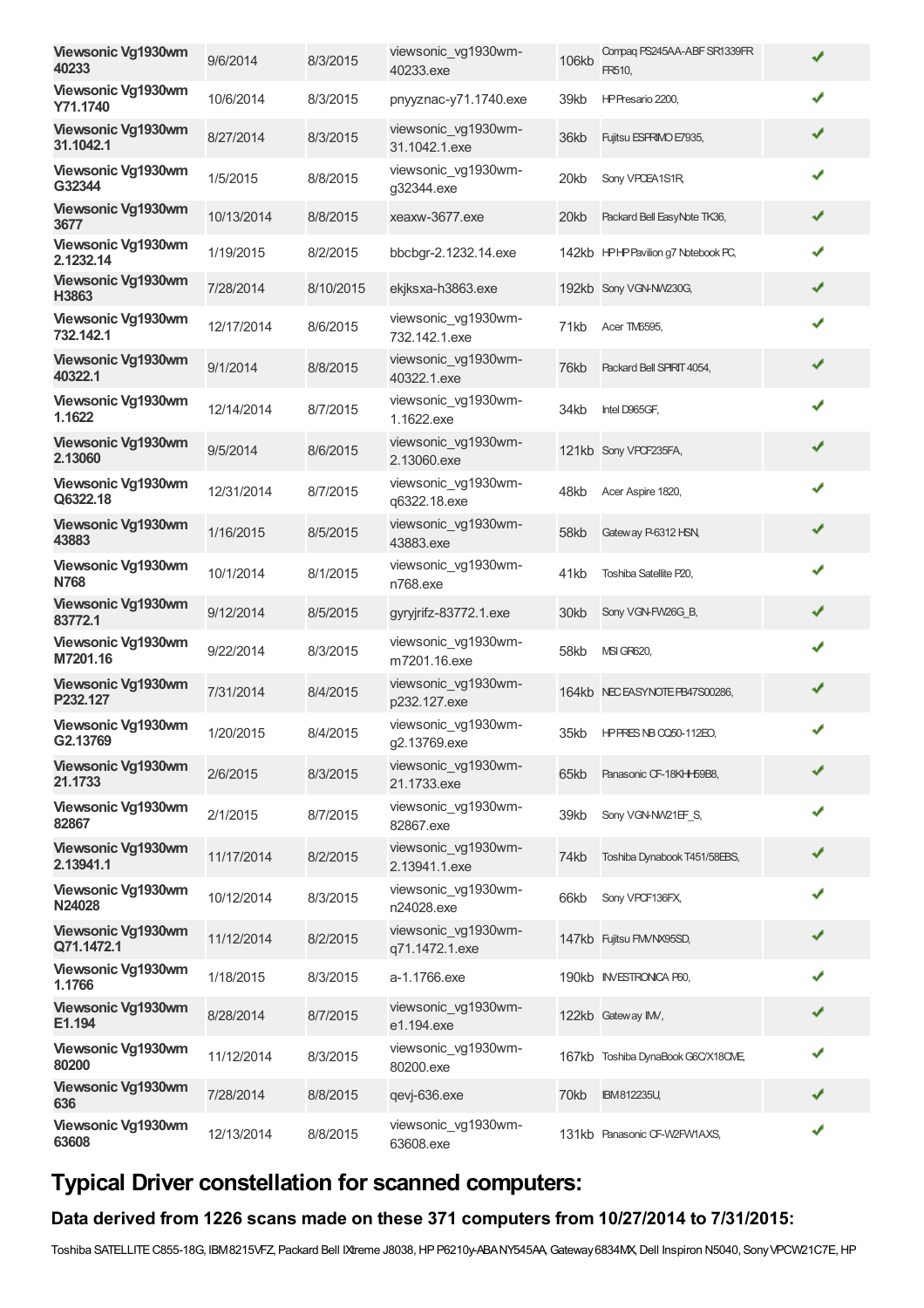| Viewsonic Vg1930wm 40233 | 9/6/2014 | 8/3/2015 | viewsonic_vg1930wm-40233.exe | 106kb | Compaq PS245AA-ABF SR1339FR FR510, | ✔ |
|---|---|---|---|---|---|---|
| Viewsonic Vg1930wm Y71.1740 | 10/6/2014 | 8/3/2015 | pnyyznac-y71.1740.exe | 39kb | HP Presario 2200, | ✔ |
| Viewsonic Vg1930wm 31.1042.1 | 8/27/2014 | 8/3/2015 | viewsonic_vg1930wm-31.1042.1.exe | 36kb | Fujitsu ESPRIMO E7935, | ✔ |
| Viewsonic Vg1930wm G32344 | 1/5/2015 | 8/8/2015 | viewsonic_vg1930wm-g32344.exe | 20kb | Sony VPCEA1S1R, | ✔ |
| Viewsonic Vg1930wm 3677 | 10/13/2014 | 8/8/2015 | xeaxw-3677.exe | 20kb | Packard Bell EasyNote TK36, | ✔ |
| Viewsonic Vg1930wm 2.1232.14 | 1/19/2015 | 8/2/2015 | bbcbgr-2.1232.14.exe | 142kb | HP HP Pavilion g7 Notebook PC, | ✔ |
| Viewsonic Vg1930wm H3863 | 7/28/2014 | 8/10/2015 | ekjksxa-h3863.exe | 192kb | Sony VGN-NW230G, | ✔ |
| Viewsonic Vg1930wm 732.142.1 | 12/17/2014 | 8/6/2015 | viewsonic_vg1930wm-732.142.1.exe | 71kb | Acer TM6595, | ✔ |
| Viewsonic Vg1930wm 40322.1 | 9/1/2014 | 8/8/2015 | viewsonic_vg1930wm-40322.1.exe | 76kb | Packard Bell SPIRIT 4054, | ✔ |
| Viewsonic Vg1930wm 1.1622 | 12/14/2014 | 8/7/2015 | viewsonic_vg1930wm-1.1622.exe | 34kb | Intel D965GF, | ✔ |
| Viewsonic Vg1930wm 2.13060 | 9/5/2014 | 8/6/2015 | viewsonic_vg1930wm-2.13060.exe | 121kb | Sony VPCF235FA, | ✔ |
| Viewsonic Vg1930wm Q6322.18 | 12/31/2014 | 8/7/2015 | viewsonic_vg1930wm-q6322.18.exe | 48kb | Acer Aspire 1820, | ✔ |
| Viewsonic Vg1930wm 43883 | 1/16/2015 | 8/5/2015 | viewsonic_vg1930wm-43883.exe | 58kb | Gateway P-6312 HSN, | ✔ |
| Viewsonic Vg1930wm N768 | 10/1/2014 | 8/1/2015 | viewsonic_vg1930wm-n768.exe | 41kb | Toshiba Satellite P20, | ✔ |
| Viewsonic Vg1930wm 83772.1 | 9/12/2014 | 8/5/2015 | gyryjrifz-83772.1.exe | 30kb | Sony VGN-FW26G_B, | ✔ |
| Viewsonic Vg1930wm M7201.16 | 9/22/2014 | 8/3/2015 | viewsonic_vg1930wm-m7201.16.exe | 58kb | MSI GR620, | ✔ |
| Viewsonic Vg1930wm P232.127 | 7/31/2014 | 8/4/2015 | viewsonic_vg1930wm-p232.127.exe | 164kb | NEC EASYNOTE PB47S00286, | ✔ |
| Viewsonic Vg1930wm G2.13769 | 1/20/2015 | 8/4/2015 | viewsonic_vg1930wm-g2.13769.exe | 35kb | HP PRES NB CQ50-112EO, | ✔ |
| Viewsonic Vg1930wm 21.1733 | 2/6/2015 | 8/3/2015 | viewsonic_vg1930wm-21.1733.exe | 65kb | Panasonic CF-18KHH59B8, | ✔ |
| Viewsonic Vg1930wm 82867 | 2/1/2015 | 8/7/2015 | viewsonic_vg1930wm-82867.exe | 39kb | Sony VGN-NW21EF_S, | ✔ |
| Viewsonic Vg1930wm 2.13941.1 | 11/17/2014 | 8/2/2015 | viewsonic_vg1930wm-2.13941.1.exe | 74kb | Toshiba Dynabook T451/58EBS, | ✔ |
| Viewsonic Vg1930wm N24028 | 10/12/2014 | 8/3/2015 | viewsonic_vg1930wm-n24028.exe | 66kb | Sony VPCF136FX, | ✔ |
| Viewsonic Vg1930wm Q71.1472.1 | 11/12/2014 | 8/2/2015 | viewsonic_vg1930wm-q71.1472.1.exe | 147kb | Fujitsu FMVNX95SD, | ✔ |
| Viewsonic Vg1930wm 1.1766 | 1/18/2015 | 8/3/2015 | a-1.1766.exe | 190kb | INVESTRONICA P60, | ✔ |
| Viewsonic Vg1930wm E1.194 | 8/28/2014 | 8/7/2015 | viewsonic_vg1930wm-e1.194.exe | 122kb | Gateway IMV, | ✔ |
| Viewsonic Vg1930wm 80200 | 11/12/2014 | 8/3/2015 | viewsonic_vg1930wm-80200.exe | 167kb | Toshiba DynaBook G6C/X18CME, | ✔ |
| Viewsonic Vg1930wm 636 | 7/28/2014 | 8/8/2015 | qevj-636.exe | 70kb | IBM 812235U, | ✔ |
| Viewsonic Vg1930wm 63608 | 12/13/2014 | 8/8/2015 | viewsonic_vg1930wm-63608.exe | 131kb | Panasonic CF-W2FW1AXS, | ✔ |

## Typical Driver constellation for scanned computers:

### Data derived from 1226 scans made on these 371 computers from 10/27/2014 to 7/31/2015:

Toshiba SATELLITE C855-18G, IBM 8215VFZ, Packard Bell IXtreme J8038, HP P6210y-ABA NY545AA, Gateway 6834MX, Dell Inspiron N5040, Sony VPCW21C7E, HP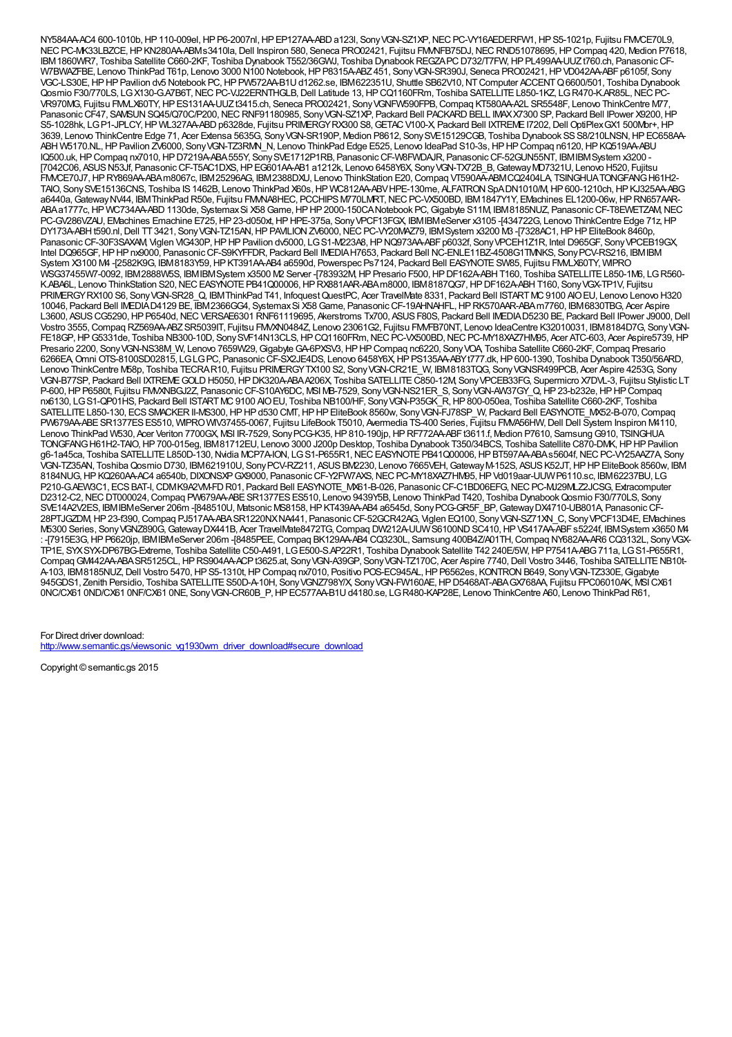NY584AA-AC4 600-1010b, HP 110-009el, HP P6-2007nl, HP EP127AA-ABD a123l, Sony VGN-SZ1XP, NEC PC-VY16AEDERFW1, HP S5-1021p, Fujitsu FMVCE70L9, NEC PC-MK33LBZCE, HP KN280AA-ABM s3410la, Dell Inspiron 580, Seneca PRO02421, Fujitsu FMVNFB75DJ, NEC RND51078695, HP Compaq 420, Medion P7618, IBM 1860WR7, Toshiba Satellite C660-2KF, Toshiba Dynabook T552/36GWJ, Toshiba Dynabook REGZA PC D732/T7FW, HP PL499AA-UUZ t760.ch, Panasonic CF-W7BWAZFBE, Lenovo ThinkPad T61p, Lenovo 3000 N100 Notebook, HP P8315A-ABZ 451, Sony VGN-SR390J, Seneca PRO02421, HP VD042AA-ABF p6105f, Sony VGC-LS30E, HP HP Pavilion dv5 Notebook PC, HP PW572AA-B1U d1262.se, IBM 622351U, Shuttle SB62V10, NT Computer ACCENT Q 6600/501, Toshiba Dynabook Qosmio F30/770LS, LG X130-G.A7B6T, NEC PC-VJ22ERNTHGLB, Dell Latitude 13, HP CQ1160FRm, Toshiba SATELLITE L850-1KZ, LG R470-K.AR85L, NEC PC-VR970MG, Fujitsu FMVLX60TY, HP ES131AA-UUZ t3415.ch, Seneca PRO02421, Sony VGNFW590FPB, Compaq KT580AA-A2L SR5548F, Lenovo ThinkCentre M77, Panasonic CF47, SAMSUN SQ45/Q70C/P200, NEC RNF91180985, Sony VGN-SZ1XP, Packard Bell PACKARD BELL IMAX X7300 SP, Packard Bell IPower X9200, HP S5-1028hk, LG P1-JPLCY, HP WL327AA-ABD p6328de, Fujitsu PRIMERGY RX300 S8, GETAC V100-X, Packard Bell IXTREME I7202, Dell OptiPlex GX1 500Mbr+, HP 3639, Lenovo ThinkCentre Edge 71, Acer Extensa 5635G, Sony VGN-SR190P, Medion P8612, Sony SVE15129CGB, Toshiba Dynabook SS S8/210LNSN, HP EC658AA-ABH W5170.NL, HP Pavilion ZV6000, Sony VGN-TZ3RMN_N, Lenovo ThinkPad Edge E525, Lenovo IdeaPad S10-3s, HP HP Compaq n6120, HP KQ519AA-ABU IQ500.uk, HP Compaq nx7010, HP D7219A-ABA 555Y, Sony SVE1712P1RB, Panasonic CF-W8FWDAJR, Panasonic CF-52GUN55NT, IBM IBM System x3200 -[7042C06, ASUS N53Jf, Panasonic CF-T5AC1DXS, HP EG601AA-AB1 a1212k, Lenovo 6458Y6X, Sony VGN-TX72B_B, Gateway MD7321U, Lenovo H520, Fujitsu FMVCE70J7, HP RY869AA-ABA m8067c, IBM 25296AG, IBM 2388DXU, Lenovo ThinkStation E20, Compaq VT590AA-ABM CQ2404LA, TSINGHUA TONGFANG H61H2-TAIO, Sony SVE15136CNS, Toshiba IS 1462B, Lenovo ThinkPad X60s, HP WC812AA-ABV HPE-130me, ALFATRON SpA DN1010/M, HP 600-1210ch, HP KJ325AA-ABG a6440a, Gateway NV44, IBM ThinkPad R50e, Fujitsu FMVNA8HEC, PCCHIPS M770LMRT, NEC PC-VX500BD, IBM 1847Y1Y, EMachines EL1200-06w, HP RN657AAR-ABA a1777c, HP WC734AA-ABD 1130de, Systemax Si X58 Game, HP HP 2000-150CA Notebook PC, Gigabyte S11M, IBM 8185NUZ, Panasonic CF-T8EWETZAM, NEC PC-GV286VZAU, EMachines Emachine E725, HP 23-d050xt, HP HPE-375a, Sony VPCF13FGX, IBM IBM eServer x3105 -[434722G, Lenovo ThinkCentre Edge 71z, HP DY173A-ABH t590.nl, Dell TT 3421, Sony VGN-TZ15AN, HP PAVILION ZV6000, NEC PC-VY20MAZ79, IBM System x3200 M3 -[7328AC1, HP HP EliteBook 8460p, Panasonic CF-30F3SAXAM, Viglen VIG430P, HP HP Pavilion dv5000, LG S1-M223A8, HP NQ973AA-ABF p6032f, Sony VPCEH1Z1R, Intel D965GF, Sony VPCEB19GX, Intel DQ965GF, HP HP nx9000, Panasonic CF-S9KYFFDR, Packard Bell IMEDIA H7653, Packard Bell NC-ENLE11BZ-4508G1TMNKS, Sony PCV-RS216, IBM IBM System X3100 M4 -[2582K9G, IBM 8183Y59, HP KT391AA-AB4 a6590d, Powerspec Ps7124, Packard Bell EASYNOTE SW85, Fujitsu FMVLX60TY, WIPRO WSG37455W7-0092, IBM 2888W5S, IBM IBM System x3500 M2 Server -[783932M, HP Presario F500, HP DF162A-ABH T160, Toshiba SATELLITE L850-1M6, LG R560-K.ABA6L, Lenovo ThinkStation S20, NEC EASYNOTE PB41Q00006, HP RX881AAR-ABA m8000, IBM 8187QG7, HP DF162A-ABH T160, Sony VGX-TP1V, Fujitsu PRIMERGY RX100 S6, Sony VGN-SR28_Q, IBM ThinkPad T41, Infoquest QuestPC, Acer TravelMate 8331, Packard Bell ISTART MC 9100 AIO EU, Lenovo Lenovo H320 10046, Packard Bell IMEDIA D4129 BE, IBM 2366GG4, Systemax Si X58 Game, Panasonic CF-19AHNAHFL, HP RK570AAR-ABA m7760, IBM 6830TBG, Acer Aspire L3600, ASUS CG5290, HP P6540d, NEC VERSAE6301 RNF61119695, Akerstroms Tx700, ASUS F80S, Packard Bell IMEDIA D5230 BE, Packard Bell IPower J9000, Dell Vostro 3555, Compaq RZ569AA-ABZ SR5039IT, Fujitsu FMVXN0484Z, Lenovo 23061G2, Fujitsu FMVFB70NT, Lenovo IdeaCentre K32010031, IBM 8184D7G, Sony VGN-FE18GP, HP G5331de, Toshiba NB300-10D, Sony SVF14N13CLS, HP CQ1160FRm, NEC PC-VX500BD, NEC PC-MY18XAZ7HM95, Acer ATC-603, Acer Aspire5739, HP Presario 2200, Sony VGN-NS38M_W, Lenovo 7659W29, Gigabyte GA-6PXSV3, HP HP Compaq nc6220, Sony VOA, Toshiba Satellite C660-2KF, Compaq Presario 6266EA, Omni OTS-8100SD02815, LG LG PC, Panasonic CF-SX2JE4DS, Lenovo 6458Y6X, HP PS135AA-ABY t777.dk, HP 600-1390, Toshiba Dynabook T350/56ARD, Lenovo ThinkCentre M58p, Toshiba TECRA R10, Fujitsu PRIMERGY TX100 S2, Sony VGN-CR21E_W, IBM 8183TQG, Sony VGNSR499PCB, Acer Aspire 4253G, Sony VGN-B77SP, Packard Bell IXTREME GOLD H5050, HP DK320A-ABA A206X, Toshiba SATELLITE C850-12M, Sony VPCEB33FG, Supermicro X7DVL-3, Fujitsu Stylistic LT P-600, HP P6580t, Fujitsu FMVXNBGJ2Z, Panasonic CF-S10AY6DC, MSI MB-7529, Sony VGN-NS21ER_S, Sony VGN-AW37GY_Q, HP 23-b232e, HP HP Compaq nx6130, LG S1-QP01HS, Packard Bell ISTART MC 9100 AIO EU, Toshiba NB100/HF, Sony VGN-P35GK_R, HP 800-050ea, Toshiba Satellite C660-2KF, Toshiba SATELLITE L850-130, ECS SMACKER II-MS300, HP HP d530 CMT, HP HP EliteBook 8560w, Sony VGN-FJ78SP_W, Packard Bell EASYNOTE_MX52-B-070, Compaq PW679AA-ABE SR1377ES ES510, WIPRO WIV37455-0067, Fujitsu LifeBook T5010, Avermedia TS-400 Series, Fujitsu FMVA56HW, Dell Dell System Inspiron M4110, Lenovo ThinkPad W530, Acer Veriton 7700GX, MSI IR-7529, Sony PCG-K35, HP 810-190jp, HP RF772AA-ABF t3611.f, Medion P7610, Samsung G910, TSINGHUA TONGFANG H61H2-TAIO, HP 700-015eg, IBM 8712EU, Lenovo 3000 J200p Desktop, Toshiba Dynabook T350/34BCS, Toshiba Satellite C870-DMK, HP HP Pavilion g6-1a45ca, Toshiba SATELLITE L850D-130, Nvidia MCP7A-ION, LG S1-P655R1, NEC EASYNOTE PB41Q00006, HP BT597AA-ABA s5604f, NEC PC-VY25AAZ7A, Sony VGN-TZ35AN, Toshiba Qosmio D730, IBM 621910U, Sony PCV-RZ211, ASUS BM2230, Lenovo 7665VEH, Gateway M-152S, ASUS K52JT, HP HP EliteBook 8560w, IBM 8184NUG, HP KQ260AA-AC4 a6540b, DIXONSXP GX9000, Panasonic CF-Y2FW7AXS, NEC PC-MY18XAZ7HM95, HP Vd019aar-UUW P6110.sc, IBM 62237BU, LG P210-G.AEW3C1, ECS BAT-I, CDMK9A2VM-FD R01, Packard Bell EASYNOTE_MX61-B-026, Panasonic CF-C1BD06EFG, NEC PC-MJ29MLZ2JCSG, Extracomputer D2312-C2, NEC DT000024, Compaq PW679AA-ABE SR1377ES ES510, Lenovo 9439Y5B, Lenovo ThinkPad T420, Toshiba Dynabook Qosmio F30/770LS, Sony SVE14A2V2ES, IBM IBM eServer 206m -[848510U, Matsonic MS8158, HP KT439AA-AB4 a6545d, Sony PCG-GR5F_BP, Gateway DX4710-UB801A, Panasonic CF-28PTJGZDM, HP 23-f390, Compaq PJ517AA-ABA SR1220NX NA441, Panasonic CF-52GCR42AG, Viglen EQ100, Sony VGN-SZ71XN_C, Sony VPCF13D4E, EMachines M5300 Series, Sony VGNZ890G, Gateway DX441B, Acer TravelMate8472TG, Compaq DW212A-UUW S6100ND SC410, HP VS417AA-ABF s5224f, IBM System x3650 M4 : -[7915E3G, HP P6620jp, IBM IBM eServer 206m -[8485PEE, Compaq BK129AA-AB4 CQ3230L, Samsung 400B4Z/A01TH, Compaq NY682AA-AR6 CQ3132L, Sony VGX-TP1E, SYX SYX-DP67BG-Extreme, Toshiba Satellite C50-A491, LG E500-S.AP22R1, Toshiba Dynabook Satellite T42 240E/5W, HP P7541A-ABG 711a, LG S1-P655R1, Compaq GM442AA-ABA SR5125CL, HP RS904AA-ACP t3625.at, Sony VGN-A39GP, Sony VGN-TZ170C, Acer Aspire 7740, Dell Vostro 3446, Toshiba SATELLITE NB10t-A-103, IBM 8185NUZ, Dell Vostro 5470, HP S5-1310t, HP Compaq nx7010, Positivo POS-EC945AL, HP P6562es, KONTRON B649, Sony VGN-TZ330E, Gigabyte 945GDS1, Zenith Persidio, Toshiba SATELLITE S50D-A-10H, Sony VGNZ798Y/X, Sony VGN-FW160AE, HP D5468AT-ABA GX768AA, Fujitsu FPC06010AK, MSI CX61 0NC/CX61 0ND/CX61 0NF/CX61 0NE, Sony VGN-CR60B_P, HP EC577AA-B1U d4180.se, LG R480-KAP28E, Lenovo ThinkCentre A60, Lenovo ThinkPad R61,

For Direct driver download:
http://www.semantic.gs/viewsonic_vg1930wm_driver_download#secure_download

Copyright © semantic.gs 2015